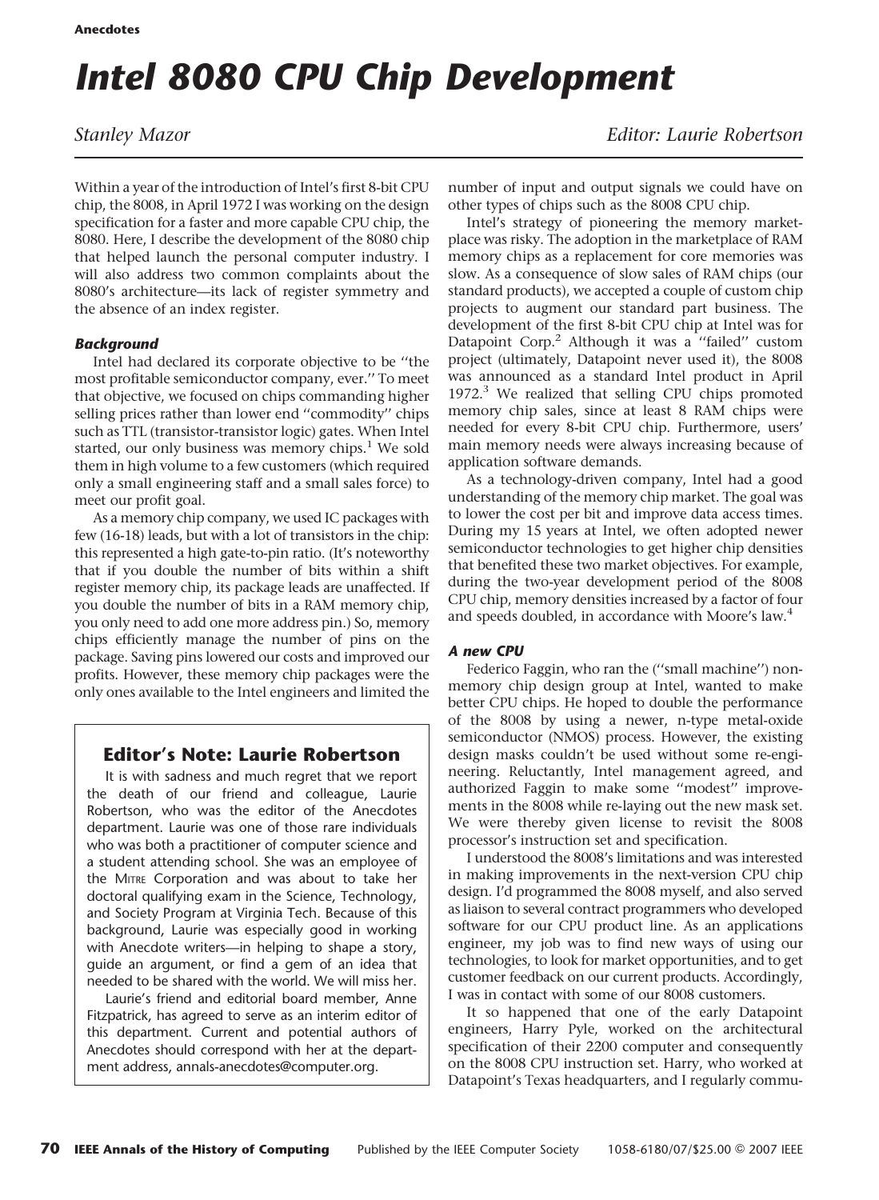# Intel 8080 CPU Chip Development

*Stanley Mazor*

*Editor: Laurie Robertson*

Within a year of the introduction of Intel's first 8-bit CPU chip, the 8008, in April 1972 I was working on the design specification for a faster and more capable CPU chip, the 8080. Here, I describe the development of the 8080 chip that helped launch the personal computer industry. I will also address two common complaints about the 8080's architecture—its lack of register symmetry and the absence of an index register.

### *Background*

Intel had declared its corporate objective to be ''the most profitable semiconductor company, ever.'' To meet that objective, we focused on chips commanding higher selling prices rather than lower end ''commodity'' chips such as TTL (transistor-transistor logic) gates. When Intel started, our only business was memory chips.[1] We sold them in high volume to a few customers (which required only a small engineering staff and a small sales force) to meet our profit goal.

As a memory chip company, we used IC packages with few (16-18) leads, but with a lot of transistors in the chip: this represented a high gate-to-pin ratio. (It's noteworthy that if you double the number of bits within a shift register memory chip, its package leads are unaffected. If you double the number of bits in a RAM memory chip, you only need to add one more address pin.) So, memory chips efficiently manage the number of pins on the package. Saving pins lowered our costs and improved our profits. However, these memory chip packages were the only ones available to the Intel engineers and limited the number of input and output signals we could have on other types of chips such as the 8008 CPU chip.

Intel's strategy of pioneering the memory marketplace was risky. The adoption in the marketplace of RAM memory chips as a replacement for core memories was slow. As a consequence of slow sales of RAM chips (our standard products), we accepted a couple of custom chip projects to augment our standard part business. The development of the first 8-bit CPU chip at Intel was for Datapoint Corp.[2] Although it was a ''failed'' custom project (ultimately, Datapoint never used it), the 8008 was announced as a standard Intel product in April 1972.[3] We realized that selling CPU chips promoted memory chip sales, since at least 8 RAM chips were needed for every 8-bit CPU chip. Furthermore, users' main memory needs were always increasing because of application software demands.

As a technology-driven company, Intel had a good understanding of the memory chip market. The goal was to lower the cost per bit and improve data access times. During my 15 years at Intel, we often adopted newer semiconductor technologies to get higher chip densities that benefited these two market objectives. For example, during the two-year development period of the 8008 CPU chip, memory densities increased by a factor of four and speeds doubled, in accordance with Moore's law.[4]

### *A new CPU*

Federico Faggin, who ran the (''small machine'') non-memory chip design group at Intel, wanted to make better CPU chips. He hoped to double the performance of the 8008 by using a newer, n-type metal-oxide semiconductor (NMOS) process. However, the existing design masks couldn't be used without some re-engineering. Reluctantly, Intel management agreed, and authorized Faggin to make some ''modest'' improvements in the 8008 while re-laying out the new mask set. We were thereby given license to revisit the 8008 processor's instruction set and specification.

I understood the 8008's limitations and was interested in making improvements in the next-version CPU chip design. I'd programmed the 8008 myself, and also served as liaison to several contract programmers who developed software for our CPU product line. As an applications engineer, my job was to find new ways of using our technologies, to look for market opportunities, and to get customer feedback on our current products. Accordingly, I was in contact with some of our 8008 customers.

It so happened that one of the early Datapoint engineers, Harry Pyle, worked on the architectural specification of their 2200 computer and consequently on the 8008 CPU instruction set. Harry, who worked at Datapoint's Texas headquarters, and I regularly commu-

---

## Editor's Note: Laurie Robertson

It is with sadness and much regret that we report the death of our friend and colleague, Laurie Robertson, who was the editor of the Anecdotes department. Laurie was one of those rare individuals who was both a practitioner of computer science and a student attending school. She was an employee of the MITRE Corporation and was about to take her doctoral qualifying exam in the Science, Technology, and Society Program at Virginia Tech. Because of this background, Laurie was especially good in working with Anecdote writers—in helping to shape a story, guide an argument, or find a gem of an idea that needed to be shared with the world. We will miss her.

Laurie's friend and editorial board member, Anne Fitzpatrick, has agreed to serve as an interim editor of this department. Current and potential authors of Anecdotes should correspond with her at the department address, annals-anecdotes@computer.org.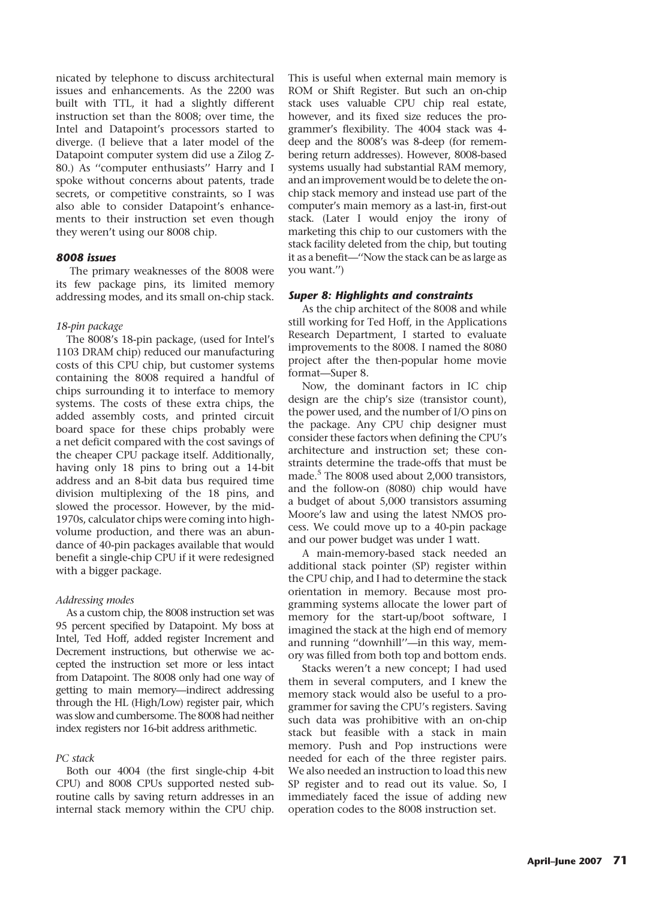nicated by telephone to discuss architectural issues and enhancements. As the 2200 was built with TTL, it had a slightly different instruction set than the 8008; over time, the Intel and Datapoint's processors started to diverge. (I believe that a later model of the Datapoint computer system did use a Zilog Z-80.) As ''computer enthusiasts'' Harry and I spoke without concerns about patents, trade secrets, or competitive constraints, so I was also able to consider Datapoint's enhancements to their instruction set even though they weren't using our 8008 chip.

### *8008 issues*

The primary weaknesses of the 8008 were its few package pins, its limited memory addressing modes, and its small on-chip stack.

#### *18-pin package*

The 8008's 18-pin package, (used for Intel's 1103 DRAM chip) reduced our manufacturing costs of this CPU chip, but customer systems containing the 8008 required a handful of chips surrounding it to interface to memory systems. The costs of these extra chips, the added assembly costs, and printed circuit board space for these chips probably were a net deficit compared with the cost savings of the cheaper CPU package itself. Additionally, having only 18 pins to bring out a 14-bit address and an 8-bit data bus required time division multiplexing of the 18 pins, and slowed the processor. However, by the mid-1970s, calculator chips were coming into high-volume production, and there was an abundance of 40-pin packages available that would benefit a single-chip CPU if it were redesigned with a bigger package.

#### *Addressing modes*

As a custom chip, the 8008 instruction set was 95 percent specified by Datapoint. My boss at Intel, Ted Hoff, added register Increment and Decrement instructions, but otherwise we accepted the instruction set more or less intact from Datapoint. The 8008 only had one way of getting to main memory—indirect addressing through the HL (High/Low) register pair, which was slow and cumbersome. The 8008 had neither index registers nor 16-bit address arithmetic.

#### *PC stack*

Both our 4004 (the first single-chip 4-bit CPU) and 8008 CPUs supported nested subroutine calls by saving return addresses in an internal stack memory within the CPU chip. This is useful when external main memory is ROM or Shift Register. But such an on-chip stack uses valuable CPU chip real estate, however, and its fixed size reduces the programmer's flexibility. The 4004 stack was 4-deep and the 8008's was 8-deep (for remembering return addresses). However, 8008-based systems usually had substantial RAM memory, and an improvement would be to delete the on-chip stack memory and instead use part of the computer's main memory as a last-in, first-out stack. (Later I would enjoy the irony of marketing this chip to our customers with the stack facility deleted from the chip, but touting it as a benefit—''Now the stack can be as large as you want.'')

### *Super 8: Highlights and constraints*

As the chip architect of the 8008 and while still working for Ted Hoff, in the Applications Research Department, I started to evaluate improvements to the 8008. I named the 8080 project after the then-popular home movie format—Super 8.

Now, the dominant factors in IC chip design are the chip's size (transistor count), the power used, and the number of I/O pins on the package. Any CPU chip designer must consider these factors when defining the CPU's architecture and instruction set; these constraints determine the trade-offs that must be made.[5] The 8008 used about 2,000 transistors, and the follow-on (8080) chip would have a budget of about 5,000 transistors assuming Moore's law and using the latest NMOS process. We could move up to a 40-pin package and our power budget was under 1 watt.

A main-memory-based stack needed an additional stack pointer (SP) register within the CPU chip, and I had to determine the stack orientation in memory. Because most programming systems allocate the lower part of memory for the start-up/boot software, I imagined the stack at the high end of memory and running ''downhill''—in this way, memory was filled from both top and bottom ends.

Stacks weren't a new concept; I had used them in several computers, and I knew the memory stack would also be useful to a programmer for saving the CPU's registers. Saving such data was prohibitive with an on-chip stack but feasible with a stack in main memory. Push and Pop instructions were needed for each of the three register pairs. We also needed an instruction to load this new SP register and to read out its value. So, I immediately faced the issue of adding new operation codes to the 8008 instruction set.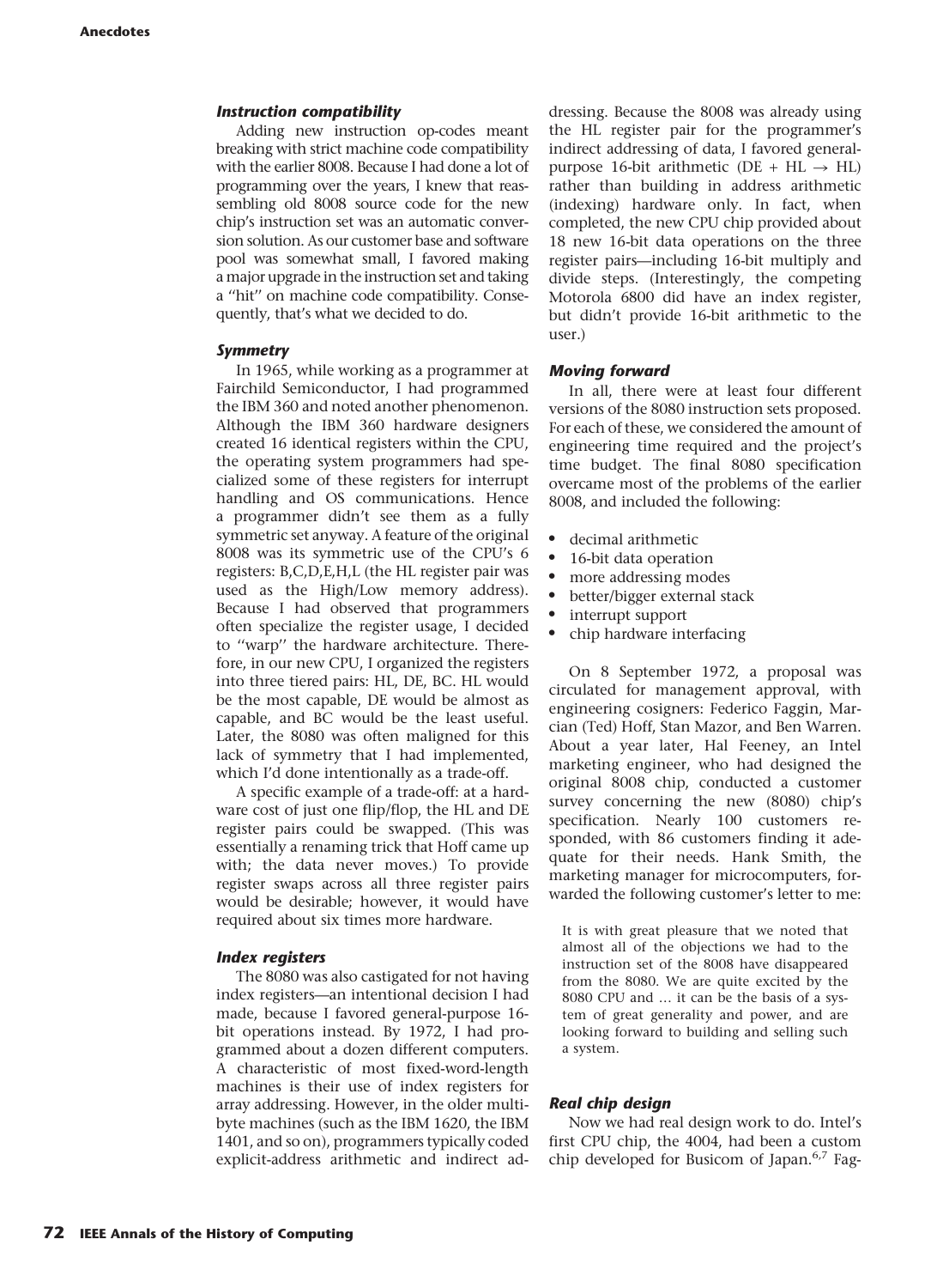### *Instruction compatibility*

Adding new instruction op-codes meant breaking with strict machine code compatibility with the earlier 8008. Because I had done a lot of programming over the years, I knew that reassembling old 8008 source code for the new chip's instruction set was an automatic conversion solution. As our customer base and software pool was somewhat small, I favored making a major upgrade in the instruction set and taking a "hit" on machine code compatibility. Consequently, that's what we decided to do.

### *Symmetry*

In 1965, while working as a programmer at Fairchild Semiconductor, I had programmed the IBM 360 and noted another phenomenon. Although the IBM 360 hardware designers created 16 identical registers within the CPU, the operating system programmers had specialized some of these registers for interrupt handling and OS communications. Hence a programmer didn't see them as a fully symmetric set anyway. A feature of the original 8008 was its symmetric use of the CPU's 6 registers: B,C,D,E,H,L (the HL register pair was used as the High/Low memory address). Because I had observed that programmers often specialize the register usage, I decided to "warp" the hardware architecture. Therefore, in our new CPU, I organized the registers into three tiered pairs: HL, DE, BC. HL would be the most capable, DE would be almost as capable, and BC would be the least useful. Later, the 8080 was often maligned for this lack of symmetry that I had implemented, which I'd done intentionally as a trade-off.

A specific example of a trade-off: at a hardware cost of just one flip/flop, the HL and DE register pairs could be swapped. (This was essentially a renaming trick that Hoff came up with; the data never moves.) To provide register swaps across all three register pairs would be desirable; however, it would have required about six times more hardware.

### *Index registers*

The 8080 was also castigated for not having index registers—an intentional decision I had made, because I favored general-purpose 16-bit operations instead. By 1972, I had programmed about a dozen different computers. A characteristic of most fixed-word-length machines is their use of index registers for array addressing. However, in the older multibyte machines (such as the IBM 1620, the IBM 1401, and so on), programmers typically coded explicit-address arithmetic and indirect addressing. Because the 8008 was already using the HL register pair for the programmer's indirect addressing of data, I favored general-purpose 16-bit arithmetic (DE + HL $\rightarrow$ HL) rather than building in address arithmetic (indexing) hardware only. In fact, when completed, the new CPU chip provided about 18 new 16-bit data operations on the three register pairs—including 16-bit multiply and divide steps. (Interestingly, the competing Motorola 6800 did have an index register, but didn't provide 16-bit arithmetic to the user.)

### *Moving forward*

In all, there were at least four different versions of the 8080 instruction sets proposed. For each of these, we considered the amount of engineering time required and the project's time budget. The final 8080 specification overcame most of the problems of the earlier 8008, and included the following:

- decimal arithmetic
- 16-bit data operation
- more addressing modes
- better/bigger external stack
- interrupt support
- chip hardware interfacing

On 8 September 1972, a proposal was circulated for management approval, with engineering cosigners: Federico Faggin, Marcian (Ted) Hoff, Stan Mazor, and Ben Warren. About a year later, Hal Feeney, an Intel marketing engineer, who had designed the original 8008 chip, conducted a customer survey concerning the new (8080) chip's specification. Nearly 100 customers responded, with 86 customers finding it adequate for their needs. Hank Smith, the marketing manager for microcomputers, forwarded the following customer's letter to me:

> It is with great pleasure that we noted that almost all of the objections we had to the instruction set of the 8008 have disappeared from the 8080. We are quite excited by the 8080 CPU and … it can be the basis of a system of great generality and power, and are looking forward to building and selling such a system.

### *Real chip design*

Now we had real design work to do. Intel's first CPU chip, the 4004, had been a custom chip developed for Busicom of Japan.[6,7] Fag-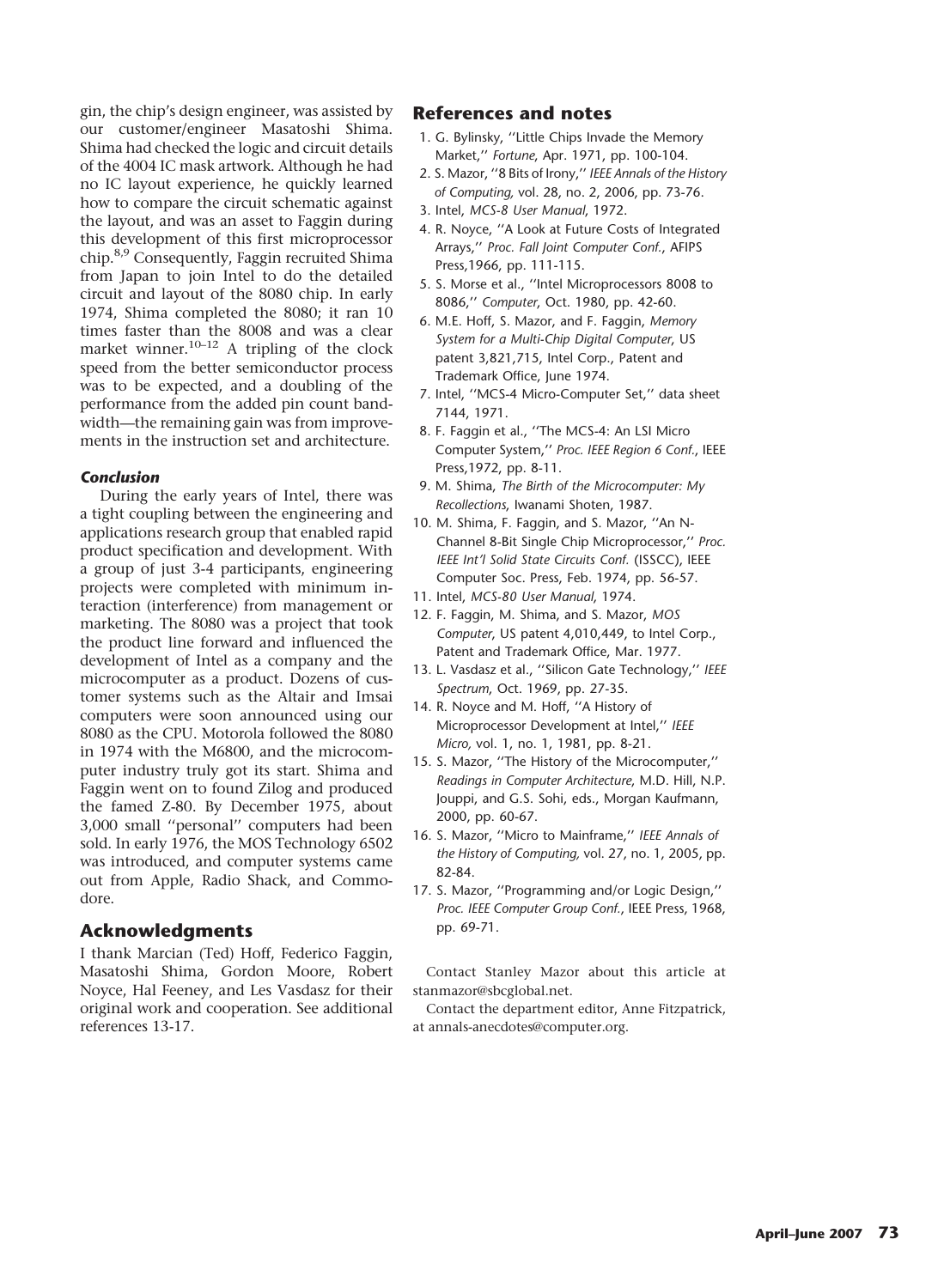gin, the chip's design engineer, was assisted by our customer/engineer Masatoshi Shima. Shima had checked the logic and circuit details of the 4004 IC mask artwork. Although he had no IC layout experience, he quickly learned how to compare the circuit schematic against the layout, and was an asset to Faggin during this development of this first microprocessor chip.[8,9] Consequently, Faggin recruited Shima from Japan to join Intel to do the detailed circuit and layout of the 8080 chip. In early 1974, Shima completed the 8080; it ran 10 times faster than the 8008 and was a clear market winner.[10–12] A tripling of the clock speed from the better semiconductor process was to be expected, and a doubling of the performance from the added pin count bandwidth—the remaining gain was from improvements in the instruction set and architecture.

### *Conclusion*

During the early years of Intel, there was a tight coupling between the engineering and applications research group that enabled rapid product specification and development. With a group of just 3-4 participants, engineering projects were completed with minimum interaction (interference) from management or marketing. The 8080 was a project that took the product line forward and influenced the development of Intel as a company and the microcomputer as a product. Dozens of customer systems such as the Altair and Imsai computers were soon announced using our 8080 as the CPU. Motorola followed the 8080 in 1974 with the M6800, and the microcomputer industry truly got its start. Shima and Faggin went on to found Zilog and produced the famed Z-80. By December 1975, about 3,000 small ''personal'' computers had been sold. In early 1976, the MOS Technology 6502 was introduced, and computer systems came out from Apple, Radio Shack, and Commodore.

## Acknowledgments

I thank Marcian (Ted) Hoff, Federico Faggin, Masatoshi Shima, Gordon Moore, Robert Noyce, Hal Feeney, and Les Vasdasz for their original work and cooperation. See additional references 13-17.

## References and notes

1. G. Bylinsky, ''Little Chips Invade the Memory Market,'' *Fortune*, Apr. 1971, pp. 100-104.
2. S. Mazor, ''8 Bits of Irony,'' *IEEE Annals of the History of Computing,* vol. 28, no. 2, 2006, pp. 73-76.
3. Intel, *MCS-8 User Manual*, 1972.
4. R. Noyce, ''A Look at Future Costs of Integrated Arrays,'' *Proc. Fall Joint Computer Conf.*, AFIPS Press,1966, pp. 111-115.
5. S. Morse et al., ''Intel Microprocessors 8008 to 8086,'' *Computer*, Oct. 1980, pp. 42-60.
6. M.E. Hoff, S. Mazor, and F. Faggin, *Memory System for a Multi-Chip Digital Computer*, US patent 3,821,715, Intel Corp., Patent and Trademark Office, June 1974.
7. Intel, ''MCS-4 Micro-Computer Set,'' data sheet 7144, 1971.
8. F. Faggin et al., ''The MCS-4: An LSI Micro Computer System,'' *Proc. IEEE Region 6 Conf.*, IEEE Press,1972, pp. 8-11.
9. M. Shima, *The Birth of the Microcomputer: My Recollections*, Iwanami Shoten, 1987.
10. M. Shima, F. Faggin, and S. Mazor, ''An N-Channel 8-Bit Single Chip Microprocessor,'' *Proc. IEEE Int'l Solid State Circuits Conf.* (ISSCC), IEEE Computer Soc. Press, Feb. 1974, pp. 56-57.
11. Intel, *MCS-80 User Manual*, 1974.
12. F. Faggin, M. Shima, and S. Mazor, *MOS Computer*, US patent 4,010,449, to Intel Corp., Patent and Trademark Office, Mar. 1977.
13. L. Vasdasz et al., ''Silicon Gate Technology,'' *IEEE Spectrum*, Oct. 1969, pp. 27-35.
14. R. Noyce and M. Hoff, ''A History of Microprocessor Development at Intel,'' *IEEE Micro,* vol. 1, no. 1, 1981, pp. 8-21.
15. S. Mazor, ''The History of the Microcomputer,'' *Readings in Computer Architecture*, M.D. Hill, N.P. Jouppi, and G.S. Sohi, eds., Morgan Kaufmann, 2000, pp. 60-67.
16. S. Mazor, ''Micro to Mainframe,'' *IEEE Annals of the History of Computing,* vol. 27, no. 1, 2005, pp. 82-84.
17. S. Mazor, ''Programming and/or Logic Design,'' *Proc. IEEE Computer Group Conf.*, IEEE Press, 1968, pp. 69-71.

Contact Stanley Mazor about this article at stanmazor@sbcglobal.net.

Contact the department editor, Anne Fitzpatrick, at annals-anecdotes@computer.org.